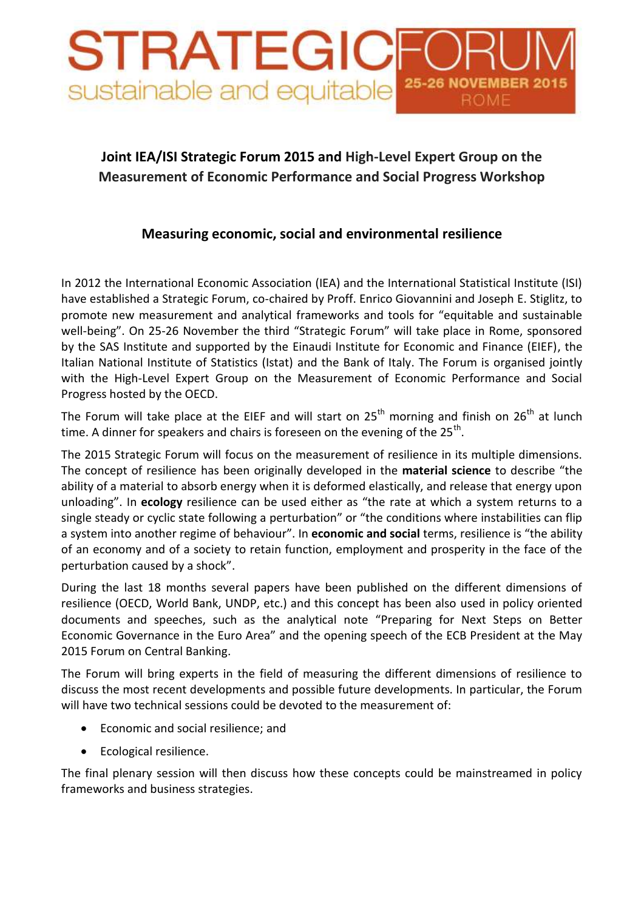# STRATEGIC FORUM

sustainable and equitable

25-26 NOVEMBER 2015

ROME

## Joint IEA/ISI Strategic Forum 2015 and High-Level Expert Group on the Measurement of Economic Performance and Social Progress Workshop

### Measuring economic, social and environmental resilience

In 2012 the International Economic Association (IEA) and the International Statistical Institute (ISI) have established a Strategic Forum, co-chaired by Proff. Enrico Giovannini and Joseph E. Stiglitz, to promote new measurement and analytical frameworks and tools for "equitable and sustainable well-being". On 25-26 November the third "Strategic Forum" will take place in Rome, sponsored by the SAS Institute and supported by the Einaudi Institute for Economic and Finance (EIEF), the Italian National Institute of Statistics (Istat) and the Bank of Italy. The Forum is organised jointly with the High-Level Expert Group on the Measurement of Economic Performance and Social Progress hosted by the OECD.

The Forum will take place at the EIEF and will start on 25th morning and finish on 26th at lunch time. A dinner for speakers and chairs is foreseen on the evening of the 25th.

The 2015 Strategic Forum will focus on the measurement of resilience in its multiple dimensions. The concept of resilience has been originally developed in the **material science** to describe "the ability of a material to absorb energy when it is deformed elastically, and release that energy upon unloading". In **ecology** resilience can be used either as "the rate at which a system returns to a single steady or cyclic state following a perturbation" or "the conditions where instabilities can flip a system into another regime of behaviour". In **economic and social** terms, resilience is "the ability of an economy and of a society to retain function, employment and prosperity in the face of the perturbation caused by a shock".

During the last 18 months several papers have been published on the different dimensions of resilience (OECD, World Bank, UNDP, etc.) and this concept has been also used in policy oriented documents and speeches, such as the analytical note "Preparing for Next Steps on Better Economic Governance in the Euro Area" and the opening speech of the ECB President at the May 2015 Forum on Central Banking.

The Forum will bring experts in the field of measuring the different dimensions of resilience to discuss the most recent developments and possible future developments. In particular, the Forum will have two technical sessions could be devoted to the measurement of:

- Economic and social resilience; and
- Ecological resilience.

The final plenary session will then discuss how these concepts could be mainstreamed in policy frameworks and business strategies.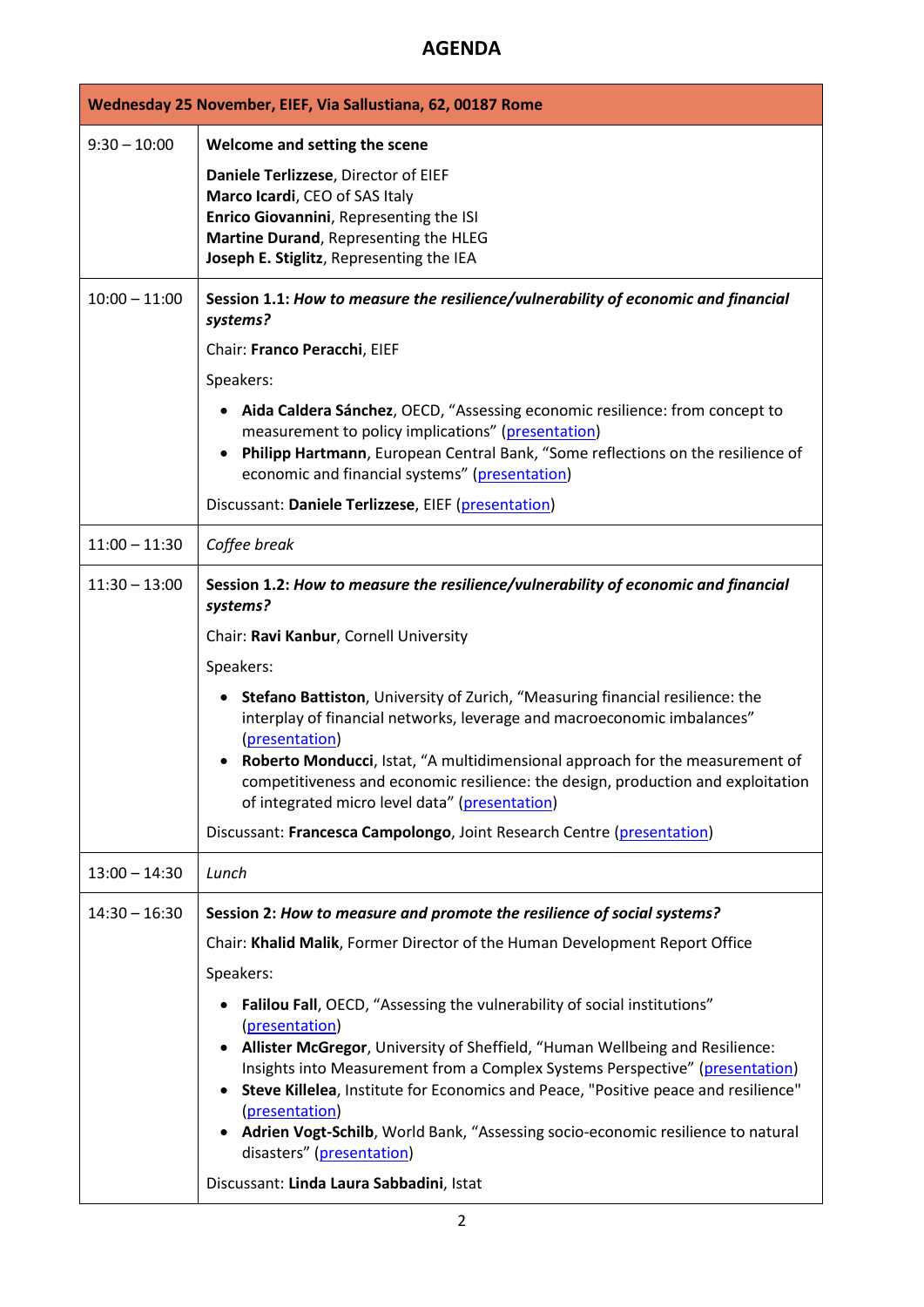# AGENDA

| Wednesday 25 November, EIEF, Via Sallustiana, 62, 00187 Rome | |
|---|---|
| 9:30 – 10:00 | **Welcome and setting the scene**<br><br>**Daniele Terlizzese**, Director of EIEF<br>**Marco Icardi**, CEO of SAS Italy<br>**Enrico Giovannini**, Representing the ISI<br>**Martine Durand**, Representing the HLEG<br>**Joseph E. Stiglitz**, Representing the IEA |
| 10:00 – 11:00 | **Session 1.1:** ***How to measure the resilience/vulnerability of economic and financial systems?***<br><br>Chair: **Franco Peracchi**, EIEF<br><br>Speakers:<br><br>• **Aida Caldera Sánchez**, OECD, "Assessing economic resilience: from concept to measurement to policy implications" (presentation)<br>• **Philipp Hartmann**, European Central Bank, "Some reflections on the resilience of economic and financial systems" (presentation)<br><br>Discussant: **Daniele Terlizzese**, EIEF (presentation) |
| 11:00 – 11:30 | *Coffee break* |
| 11:30 – 13:00 | **Session 1.2:** ***How to measure the resilience/vulnerability of economic and financial systems?***<br><br>Chair: **Ravi Kanbur**, Cornell University<br><br>Speakers:<br><br>• **Stefano Battiston**, University of Zurich, "Measuring financial resilience: the interplay of financial networks, leverage and macroeconomic imbalances" (presentation)<br>• **Roberto Monducci**, Istat, "A multidimensional approach for the measurement of competitiveness and economic resilience: the design, production and exploitation of integrated micro level data" (presentation)<br><br>Discussant: **Francesca Campolongo**, Joint Research Centre (presentation) |
| 13:00 – 14:30 | *Lunch* |
| 14:30 – 16:30 | **Session 2:** ***How to measure and promote the resilience of social systems?***<br><br>Chair: **Khalid Malik**, Former Director of the Human Development Report Office<br><br>Speakers:<br><br>• **Falilou Fall**, OECD, "Assessing the vulnerability of social institutions" (presentation)<br>• **Allister McGregor**, University of Sheffield, "Human Wellbeing and Resilience: Insights into Measurement from a Complex Systems Perspective" (presentation)<br>• **Steve Killelea**, Institute for Economics and Peace, "Positive peace and resilience" (presentation)<br>• **Adrien Vogt-Schilb**, World Bank, "Assessing socio-economic resilience to natural disasters" (presentation)<br><br>Discussant: **Linda Laura Sabbadini**, Istat |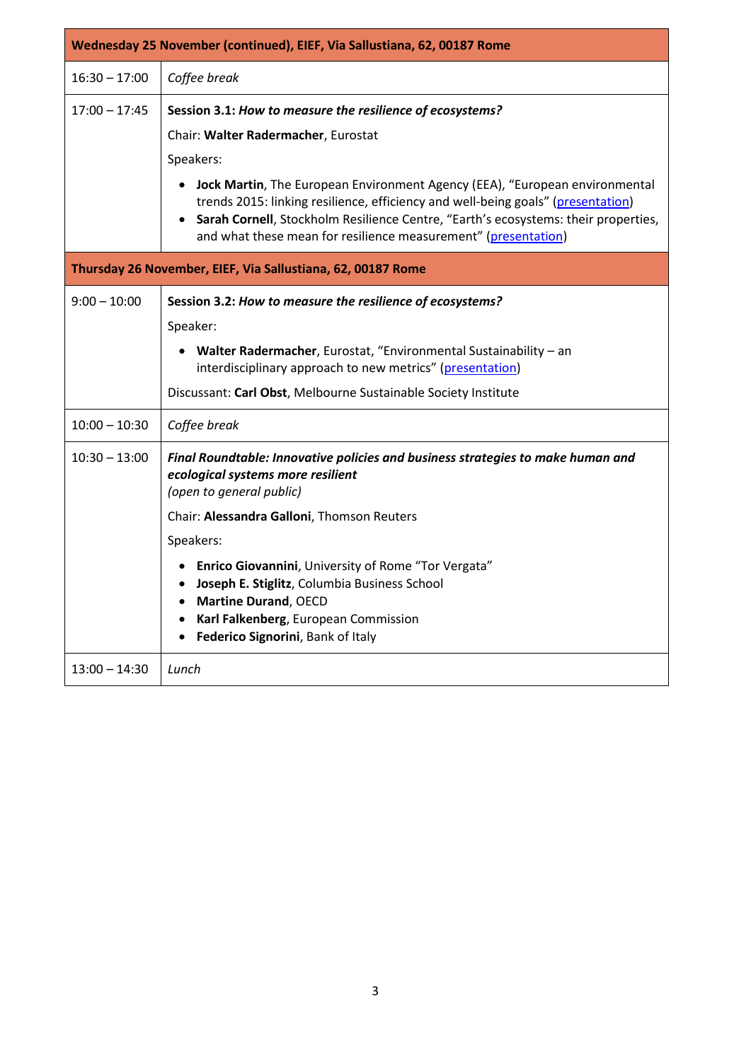| | |
|---|---|
| **Wednesday 25 November (continued), EIEF, Via Sallustiana, 62, 00187 Rome** | |
| 16:30 – 17:00 | *Coffee break* |
| 17:00 – 17:45 | **Session 3.1:** ***How to measure the resilience of ecosystems?***<br>Chair: **Walter Radermacher**, Eurostat<br>Speakers:<br>• **Jock Martin**, The European Environment Agency (EEA), "European environmental trends 2015: linking resilience, efficiency and well-being goals" (presentation)<br>• **Sarah Cornell**, Stockholm Resilience Centre, "Earth's ecosystems: their properties, and what these mean for resilience measurement" (presentation) |
| **Thursday 26 November, EIEF, Via Sallustiana, 62, 00187 Rome** | |
| 9:00 – 10:00 | **Session 3.2:** ***How to measure the resilience of ecosystems?***<br>Speaker:<br>• **Walter Radermacher**, Eurostat, "Environmental Sustainability – an interdisciplinary approach to new metrics" (presentation)<br>Discussant: **Carl Obst**, Melbourne Sustainable Society Institute |
| 10:00 – 10:30 | *Coffee break* |
| 10:30 – 13:00 | ***Final Roundtable: Innovative policies and business strategies to make human and ecological systems more resilient***<br>*(open to general public)*<br>Chair: **Alessandra Galloni**, Thomson Reuters<br>Speakers:<br>• **Enrico Giovannini**, University of Rome "Tor Vergata"<br>• **Joseph E. Stiglitz**, Columbia Business School<br>• **Martine Durand**, OECD<br>• **Karl Falkenberg**, European Commission<br>• **Federico Signorini**, Bank of Italy |
| 13:00 – 14:30 | *Lunch* |